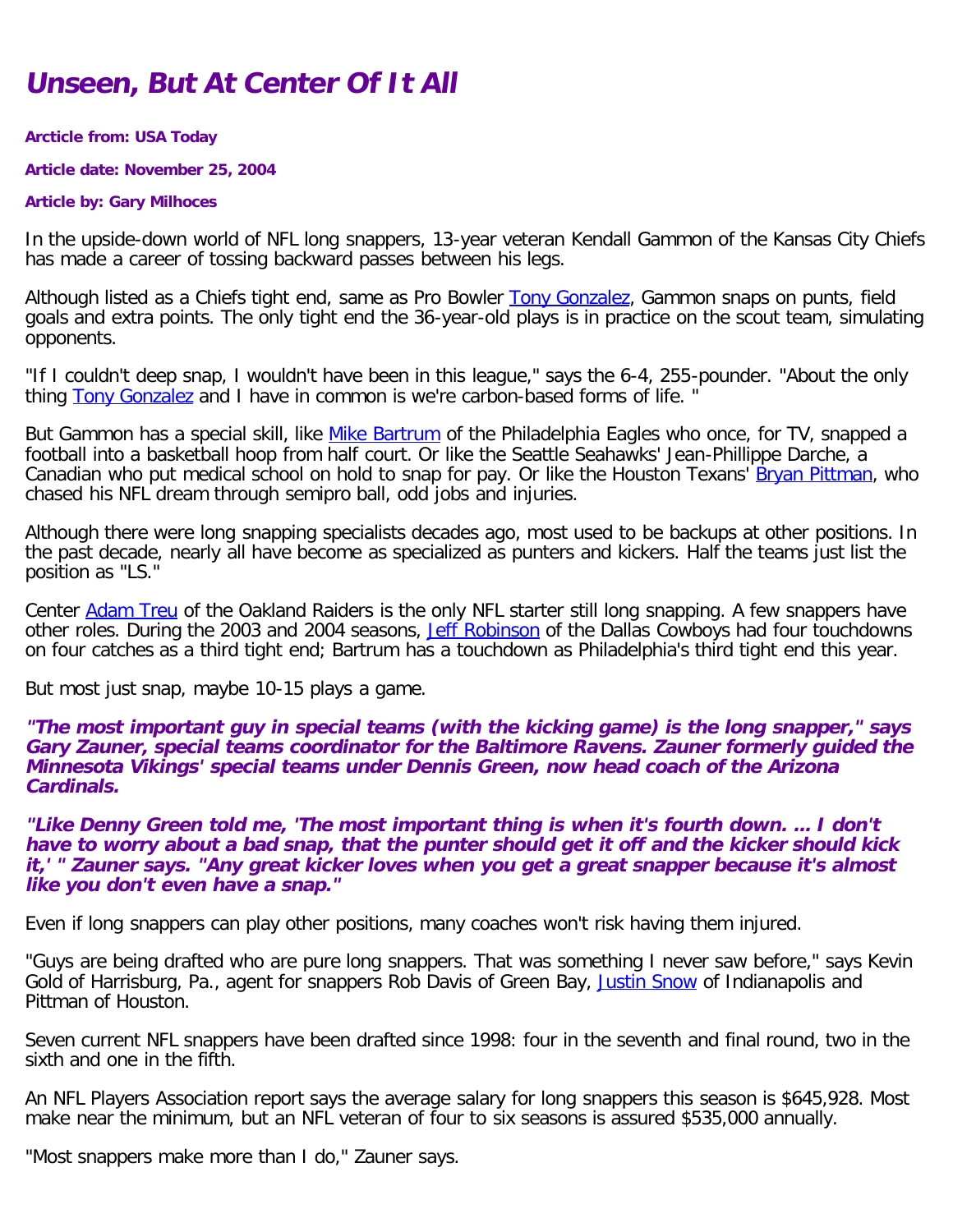# *Unseen, But At Center Of It All*

**Arcticle from: USA Today**

**Article date: November 25, 2004**

**Article by: Gary Milhoces**

In the upside-down world of NFL long snappers, 13-year veteran Kendall Gammon of the Kansas City Chiefs has made a career of tossing backward passes between his legs.

Although listed as a Chiefs tight end, same as Pro Bowler Tony Gonzalez, Gammon snaps on punts, field goals and extra points. The only tight end the 36-year-old plays is in practice on the scout team, simulating opponents.

"If I couldn't deep snap, I wouldn't have been in this league," says the 6-4, 255-pounder. "About the only thing Tony Gonzalez and I have in common is we're carbon-based forms of life. "

But Gammon has a special skill, like Mike Bartrum of the Philadelphia Eagles who once, for TV, snapped a football into a basketball hoop from half court. Or like the Seattle Seahawks' Jean-Phillippe Darche, a Canadian who put medical school on hold to snap for pay. Or like the Houston Texans' Bryan Pittman, who chased his NFL dream through semipro ball, odd jobs and injuries.

Although there were long snapping specialists decades ago, most used to be backups at other positions. In the past decade, nearly all have become as specialized as punters and kickers. Half the teams just list the position as "LS."

Center Adam Treu of the Oakland Raiders is the only NFL starter still long snapping. A few snappers have other roles. During the 2003 and 2004 seasons, Jeff Robinson of the Dallas Cowboys had four touchdowns on four catches as a third tight end; Bartrum has a touchdown as Philadelphia's third tight end this year.

But most just snap, maybe 10-15 plays a game.

***"The most important guy in special teams (with the kicking game) is the long snapper," says Gary Zauner, special teams coordinator for the Baltimore Ravens. Zauner formerly guided the Minnesota Vikings' special teams under Dennis Green, now head coach of the Arizona Cardinals.***

***"Like Denny Green told me, 'The most important thing is when it's fourth down. ... I don't have to worry about a bad snap, that the punter should get it off and the kicker should kick it,' " Zauner says. "Any great kicker loves when you get a great snapper because it's almost like you don't even have a snap."***

Even if long snappers can play other positions, many coaches won't risk having them injured.

"Guys are being drafted who are pure long snappers. That was something I never saw before," says Kevin Gold of Harrisburg, Pa., agent for snappers Rob Davis of Green Bay, Justin Snow of Indianapolis and Pittman of Houston.

Seven current NFL snappers have been drafted since 1998: four in the seventh and final round, two in the sixth and one in the fifth.

An NFL Players Association report says the average salary for long snappers this season is $645,928. Most make near the minimum, but an NFL veteran of four to six seasons is assured $535,000 annually.

"Most snappers make more than I do," Zauner says.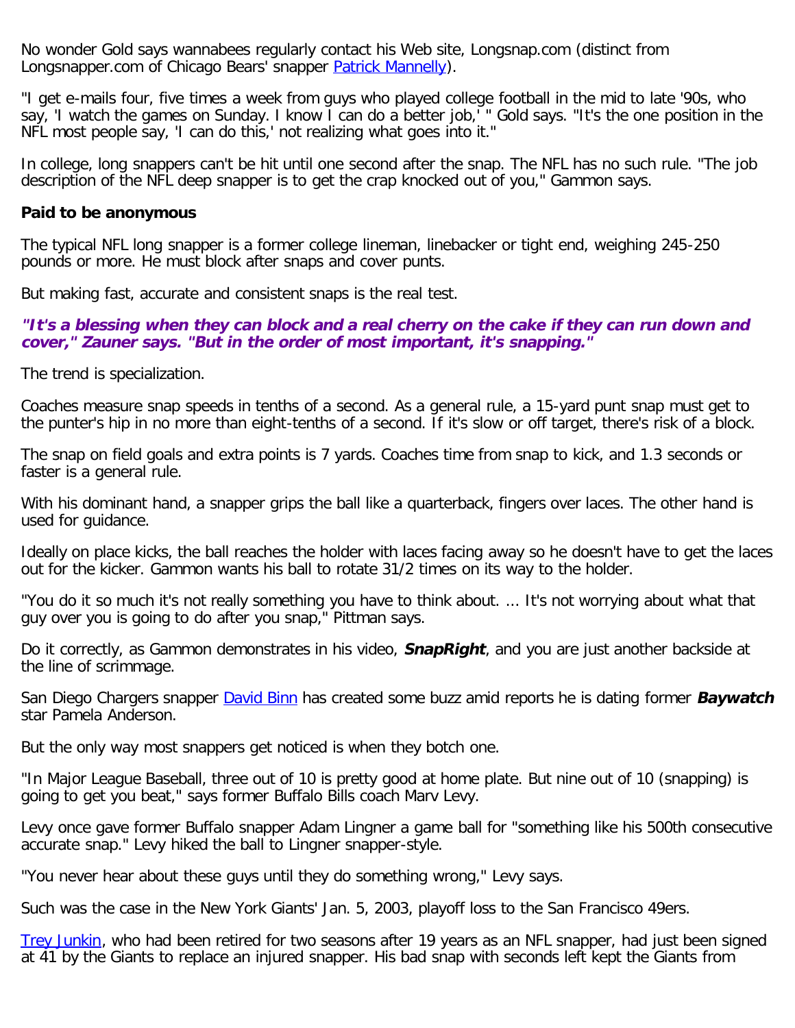No wonder Gold says wannabees regularly contact his Web site, Longsnap.com (distinct from Longsnapper.com of Chicago Bears' snapper Patrick Mannelly).

"I get e-mails four, five times a week from guys who played college football in the mid to late '90s, who say, 'I watch the games on Sunday. I know I can do a better job,' " Gold says. "It's the one position in the NFL most people say, 'I can do this,' not realizing what goes into it."

In college, long snappers can't be hit until one second after the snap. The NFL has no such rule. "The job description of the NFL deep snapper is to get the crap knocked out of you," Gammon says.

**Paid to be anonymous**

The typical NFL long snapper is a former college lineman, linebacker or tight end, weighing 245-250 pounds or more. He must block after snaps and cover punts.

But making fast, accurate and consistent snaps is the real test.

***"It's a blessing when they can block and a real cherry on the cake if they can run down and cover," Zauner says. "But in the order of most important, it's snapping."***

The trend is specialization.

Coaches measure snap speeds in tenths of a second. As a general rule, a 15-yard punt snap must get to the punter's hip in no more than eight-tenths of a second. If it's slow or off target, there's risk of a block.

The snap on field goals and extra points is 7 yards. Coaches time from snap to kick, and 1.3 seconds or faster is a general rule.

With his dominant hand, a snapper grips the ball like a quarterback, fingers over laces. The other hand is used for guidance.

Ideally on place kicks, the ball reaches the holder with laces facing away so he doesn't have to get the laces out for the kicker. Gammon wants his ball to rotate 31/2 times on its way to the holder.

"You do it so much it's not really something you have to think about. ... It's not worrying about what that guy over you is going to do after you snap," Pittman says.

Do it correctly, as Gammon demonstrates in his video, ***SnapRight***, and you are just another backside at the line of scrimmage.

San Diego Chargers snapper David Binn has created some buzz amid reports he is dating former ***Baywatch*** star Pamela Anderson.

But the only way most snappers get noticed is when they botch one.

"In Major League Baseball, three out of 10 is pretty good at home plate. But nine out of 10 (snapping) is going to get you beat," says former Buffalo Bills coach Marv Levy.

Levy once gave former Buffalo snapper Adam Lingner a game ball for "something like his 500th consecutive accurate snap." Levy hiked the ball to Lingner snapper-style.

"You never hear about these guys until they do something wrong," Levy says.

Such was the case in the New York Giants' Jan. 5, 2003, playoff loss to the San Francisco 49ers.

Trey Junkin, who had been retired for two seasons after 19 years as an NFL snapper, had just been signed at 41 by the Giants to replace an injured snapper. His bad snap with seconds left kept the Giants from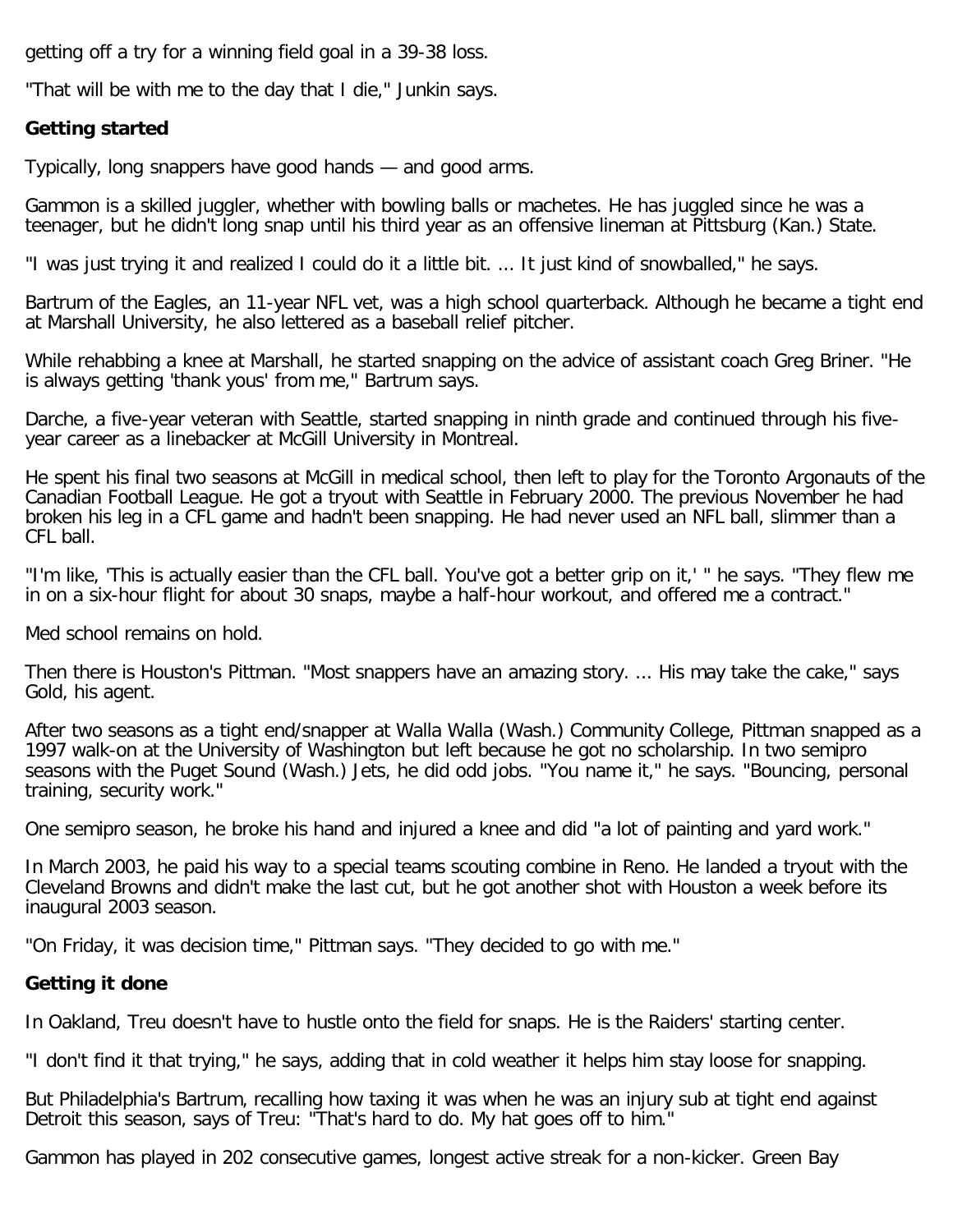getting off a try for a winning field goal in a 39-38 loss.

"That will be with me to the day that I die," Junkin says.

**Getting started**

Typically, long snappers have good hands — and good arms.

Gammon is a skilled juggler, whether with bowling balls or machetes. He has juggled since he was a teenager, but he didn't long snap until his third year as an offensive lineman at Pittsburg (Kan.) State.

"I was just trying it and realized I could do it a little bit. ... It just kind of snowballed," he says.

Bartrum of the Eagles, an 11-year NFL vet, was a high school quarterback. Although he became a tight end at Marshall University, he also lettered as a baseball relief pitcher.

While rehabbing a knee at Marshall, he started snapping on the advice of assistant coach Greg Briner. "He is always getting 'thank yous' from me," Bartrum says.

Darche, a five-year veteran with Seattle, started snapping in ninth grade and continued through his five-year career as a linebacker at McGill University in Montreal.

He spent his final two seasons at McGill in medical school, then left to play for the Toronto Argonauts of the Canadian Football League. He got a tryout with Seattle in February 2000. The previous November he had broken his leg in a CFL game and hadn't been snapping. He had never used an NFL ball, slimmer than a CFL ball.

"I'm like, 'This is actually easier than the CFL ball. You've got a better grip on it,' " he says. "They flew me in on a six-hour flight for about 30 snaps, maybe a half-hour workout, and offered me a contract."

Med school remains on hold.

Then there is Houston's Pittman. "Most snappers have an amazing story. ... His may take the cake," says Gold, his agent.

After two seasons as a tight end/snapper at Walla Walla (Wash.) Community College, Pittman snapped as a 1997 walk-on at the University of Washington but left because he got no scholarship. In two semipro seasons with the Puget Sound (Wash.) Jets, he did odd jobs. "You name it," he says. "Bouncing, personal training, security work."

One semipro season, he broke his hand and injured a knee and did "a lot of painting and yard work."

In March 2003, he paid his way to a special teams scouting combine in Reno. He landed a tryout with the Cleveland Browns and didn't make the last cut, but he got another shot with Houston a week before its inaugural 2003 season.

"On Friday, it was decision time," Pittman says. "They decided to go with me."

**Getting it done**

In Oakland, Treu doesn't have to hustle onto the field for snaps. He is the Raiders' starting center.

"I don't find it that trying," he says, adding that in cold weather it helps him stay loose for snapping.

But Philadelphia's Bartrum, recalling how taxing it was when he was an injury sub at tight end against Detroit this season, says of Treu: "That's hard to do. My hat goes off to him."

Gammon has played in 202 consecutive games, longest active streak for a non-kicker. Green Bay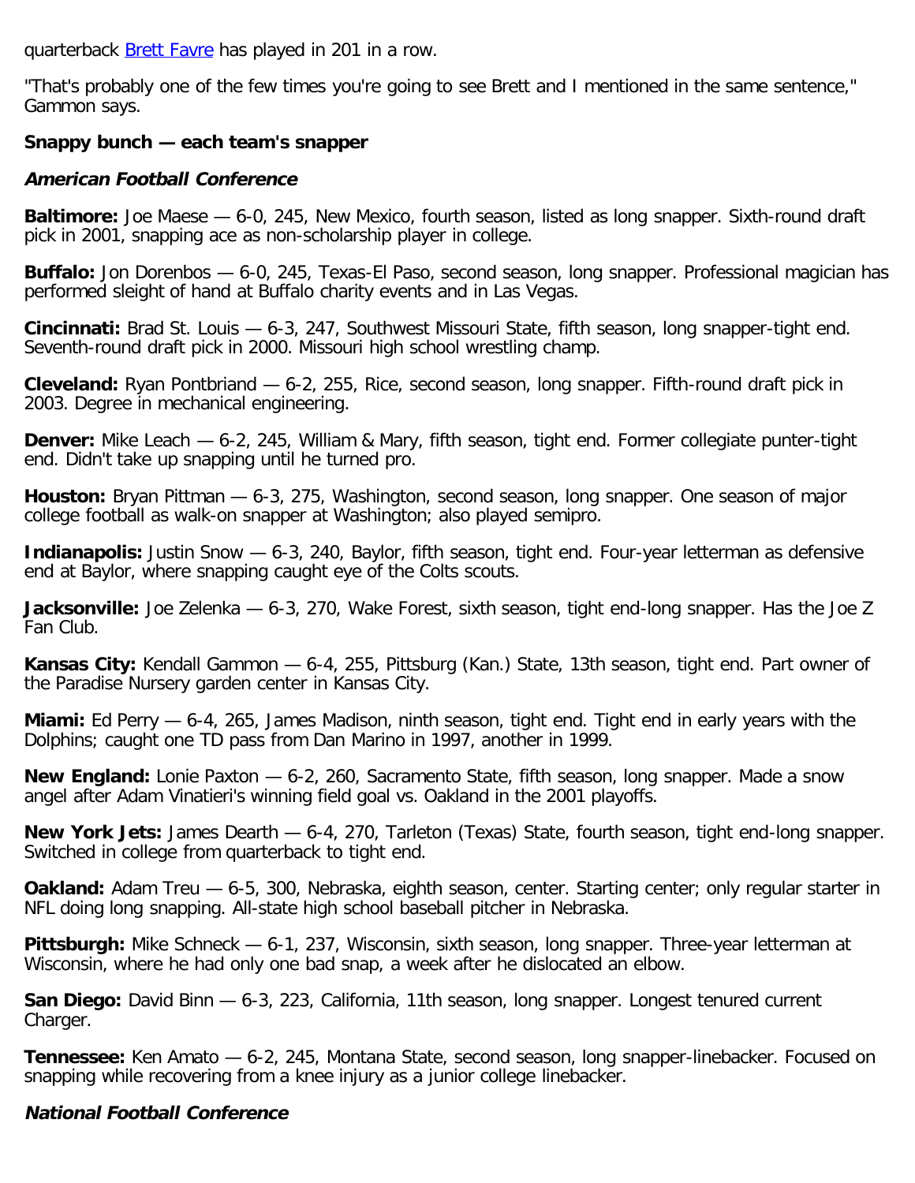quarterback Brett Favre has played in 201 in a row.

"That's probably one of the few times you're going to see Brett and I mentioned in the same sentence," Gammon says.

**Snappy bunch — each team's snapper**

***American Football Conference***

**Baltimore:** Joe Maese — 6-0, 245, New Mexico, fourth season, listed as long snapper. Sixth-round draft pick in 2001, snapping ace as non-scholarship player in college.

**Buffalo:** Jon Dorenbos — 6-0, 245, Texas-El Paso, second season, long snapper. Professional magician has performed sleight of hand at Buffalo charity events and in Las Vegas.

**Cincinnati:** Brad St. Louis — 6-3, 247, Southwest Missouri State, fifth season, long snapper-tight end. Seventh-round draft pick in 2000. Missouri high school wrestling champ.

**Cleveland:** Ryan Pontbriand — 6-2, 255, Rice, second season, long snapper. Fifth-round draft pick in 2003. Degree in mechanical engineering.

**Denver:** Mike Leach — 6-2, 245, William & Mary, fifth season, tight end. Former collegiate punter-tight end. Didn't take up snapping until he turned pro.

**Houston:** Bryan Pittman — 6-3, 275, Washington, second season, long snapper. One season of major college football as walk-on snapper at Washington; also played semipro.

**Indianapolis:** Justin Snow — 6-3, 240, Baylor, fifth season, tight end. Four-year letterman as defensive end at Baylor, where snapping caught eye of the Colts scouts.

**Jacksonville:** Joe Zelenka — 6-3, 270, Wake Forest, sixth season, tight end-long snapper. Has the Joe Z Fan Club.

**Kansas City:** Kendall Gammon — 6-4, 255, Pittsburg (Kan.) State, 13th season, tight end. Part owner of the Paradise Nursery garden center in Kansas City.

**Miami:** Ed Perry — 6-4, 265, James Madison, ninth season, tight end. Tight end in early years with the Dolphins; caught one TD pass from Dan Marino in 1997, another in 1999.

**New England:** Lonie Paxton — 6-2, 260, Sacramento State, fifth season, long snapper. Made a snow angel after Adam Vinatieri's winning field goal vs. Oakland in the 2001 playoffs.

**New York Jets:** James Dearth — 6-4, 270, Tarleton (Texas) State, fourth season, tight end-long snapper. Switched in college from quarterback to tight end.

**Oakland:** Adam Treu — 6-5, 300, Nebraska, eighth season, center. Starting center; only regular starter in NFL doing long snapping. All-state high school baseball pitcher in Nebraska.

**Pittsburgh:** Mike Schneck — 6-1, 237, Wisconsin, sixth season, long snapper. Three-year letterman at Wisconsin, where he had only one bad snap, a week after he dislocated an elbow.

**San Diego:** David Binn — 6-3, 223, California, 11th season, long snapper. Longest tenured current Charger.

**Tennessee:** Ken Amato — 6-2, 245, Montana State, second season, long snapper-linebacker. Focused on snapping while recovering from a knee injury as a junior college linebacker.

***National Football Conference***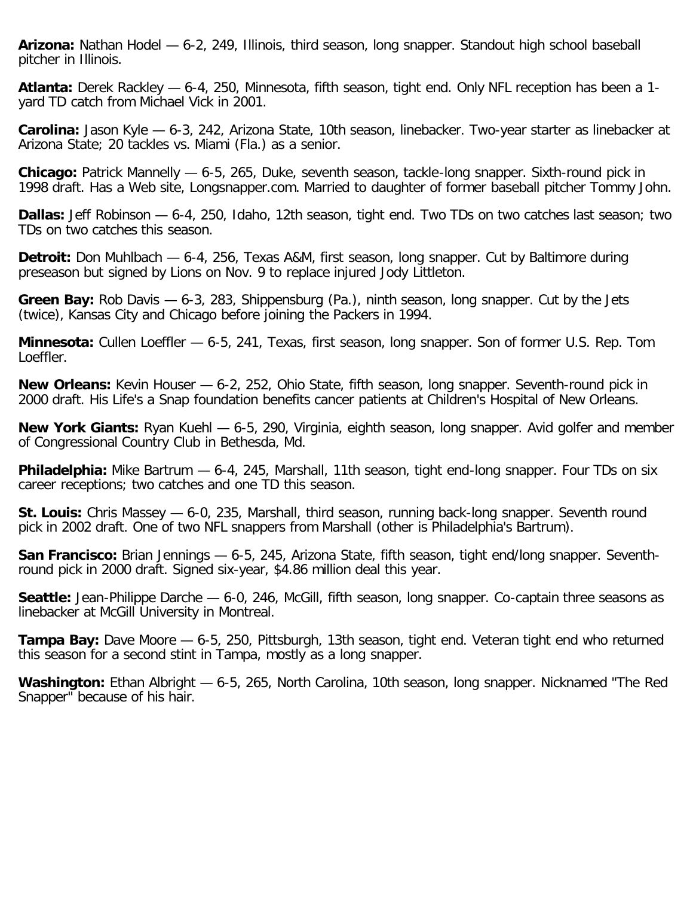**Arizona:** Nathan Hodel — 6-2, 249, Illinois, third season, long snapper. Standout high school baseball pitcher in Illinois.

**Atlanta:** Derek Rackley — 6-4, 250, Minnesota, fifth season, tight end. Only NFL reception has been a 1-yard TD catch from Michael Vick in 2001.

**Carolina:** Jason Kyle — 6-3, 242, Arizona State, 10th season, linebacker. Two-year starter as linebacker at Arizona State; 20 tackles vs. Miami (Fla.) as a senior.

**Chicago:** Patrick Mannelly — 6-5, 265, Duke, seventh season, tackle-long snapper. Sixth-round pick in 1998 draft. Has a Web site, Longsnapper.com. Married to daughter of former baseball pitcher Tommy John.

**Dallas:** Jeff Robinson — 6-4, 250, Idaho, 12th season, tight end. Two TDs on two catches last season; two TDs on two catches this season.

**Detroit:** Don Muhlbach — 6-4, 256, Texas A&M, first season, long snapper. Cut by Baltimore during preseason but signed by Lions on Nov. 9 to replace injured Jody Littleton.

**Green Bay:** Rob Davis — 6-3, 283, Shippensburg (Pa.), ninth season, long snapper. Cut by the Jets (twice), Kansas City and Chicago before joining the Packers in 1994.

**Minnesota:** Cullen Loeffler — 6-5, 241, Texas, first season, long snapper. Son of former U.S. Rep. Tom Loeffler.

**New Orleans:** Kevin Houser — 6-2, 252, Ohio State, fifth season, long snapper. Seventh-round pick in 2000 draft. His Life's a Snap foundation benefits cancer patients at Children's Hospital of New Orleans.

**New York Giants:** Ryan Kuehl — 6-5, 290, Virginia, eighth season, long snapper. Avid golfer and member of Congressional Country Club in Bethesda, Md.

**Philadelphia:** Mike Bartrum — 6-4, 245, Marshall, 11th season, tight end-long snapper. Four TDs on six career receptions; two catches and one TD this season.

**St. Louis:** Chris Massey — 6-0, 235, Marshall, third season, running back-long snapper. Seventh round pick in 2002 draft. One of two NFL snappers from Marshall (other is Philadelphia's Bartrum).

**San Francisco:** Brian Jennings — 6-5, 245, Arizona State, fifth season, tight end/long snapper. Seventh-round pick in 2000 draft. Signed six-year, $4.86 million deal this year.

**Seattle:** Jean-Philippe Darche — 6-0, 246, McGill, fifth season, long snapper. Co-captain three seasons as linebacker at McGill University in Montreal.

**Tampa Bay:** Dave Moore — 6-5, 250, Pittsburgh, 13th season, tight end. Veteran tight end who returned this season for a second stint in Tampa, mostly as a long snapper.

**Washington:** Ethan Albright — 6-5, 265, North Carolina, 10th season, long snapper. Nicknamed "The Red Snapper" because of his hair.